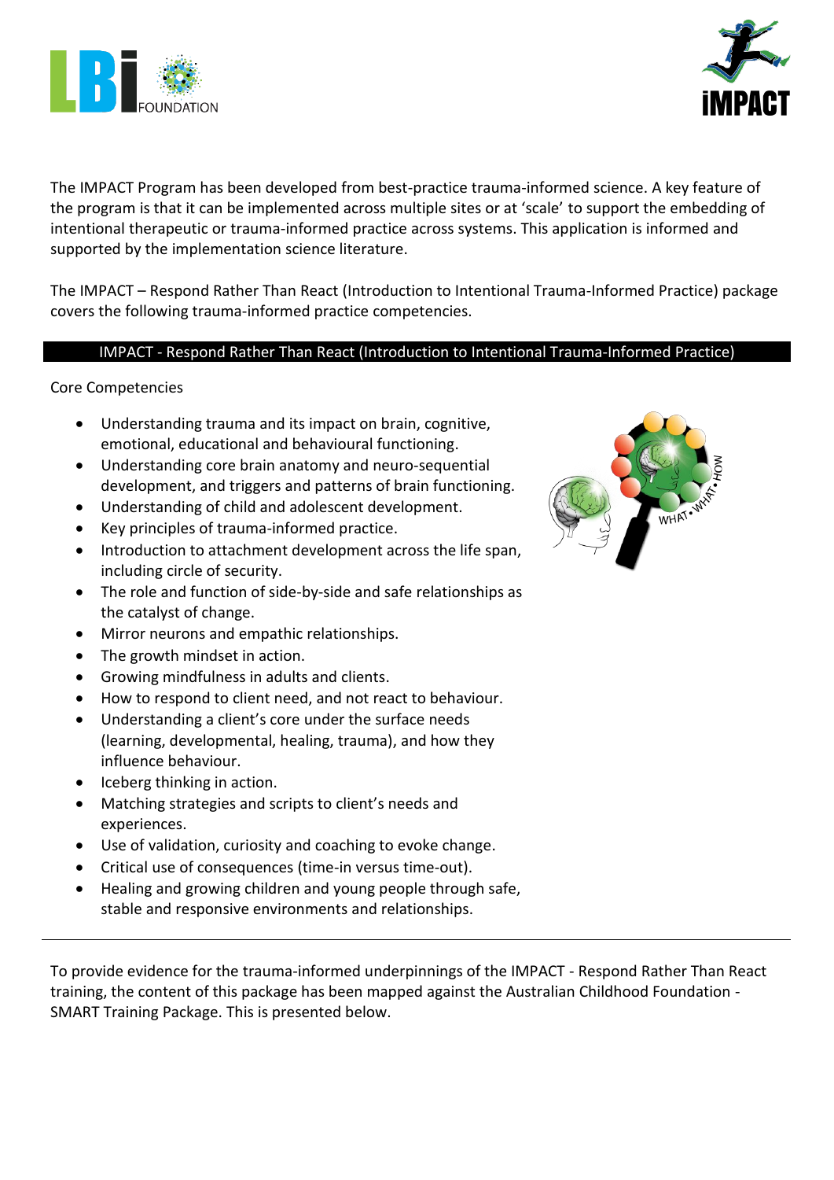The IMPACT Program has been developed from best-practice trauma-informed science. A key feature of the program is that it can be implemented across multiple sites or at 'scale' to support the embedding of intentional therapeutic or trauma-informed practice across systems. This application is informed and supported by the implementation science literature.

The IMPACT – Respond Rather Than React (Introduction to Intentional Trauma-Informed Practice) package covers the following trauma-informed practice competencies.

## IMPACT - Respond Rather Than React (Introduction to Intentional Trauma-Informed Practice)

Core Competencies

- Understanding trauma and its impact on brain, cognitive, emotional, educational and behavioural functioning.
- Understanding core brain anatomy and neuro-sequential development, and triggers and patterns of brain functioning.
- Understanding of child and adolescent development.
- Key principles of trauma-informed practice.
- Introduction to attachment development across the life span, including circle of security.
- The role and function of side-by-side and safe relationships as the catalyst of change.
- Mirror neurons and empathic relationships.
- The growth mindset in action.
- Growing mindfulness in adults and clients.
- How to respond to client need, and not react to behaviour.
- Understanding a client's core under the surface needs (learning, developmental, healing, trauma), and how they influence behaviour.
- Iceberg thinking in action.
- Matching strategies and scripts to client's needs and experiences.
- Use of validation, curiosity and coaching to evoke change.
- Critical use of consequences (time-in versus time-out).
- Healing and growing children and young people through safe, stable and responsive environments and relationships.

---

To provide evidence for the trauma-informed underpinnings of the IMPACT - Respond Rather Than React training, the content of this package has been mapped against the Australian Childhood Foundation - SMART Training Package. This is presented below.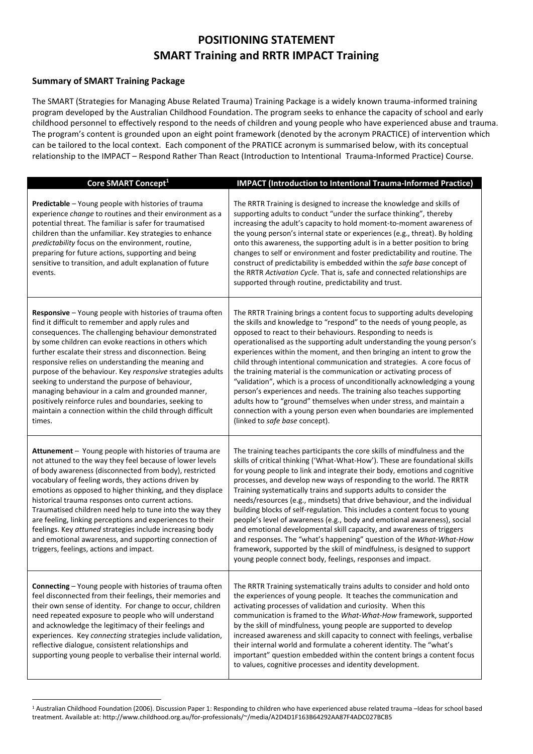# POSITIONING STATEMENT
# SMART Training and RRTR IMPACT Training

### Summary of SMART Training Package

The SMART (Strategies for Managing Abuse Related Trauma) Training Package is a widely known trauma-informed training program developed by the Australian Childhood Foundation. The program seeks to enhance the capacity of school and early childhood personnel to effectively respond to the needs of children and young people who have experienced abuse and trauma. The program's content is grounded upon an eight point framework (denoted by the acronym PRACTICE) of intervention which can be tailored to the local context. Each component of the PRATICE acronym is summarised below, with its conceptual relationship to the IMPACT – Respond Rather Than React (Introduction to Intentional Trauma-Informed Practice) Course.

| Core SMART Concept[1] | IMPACT (Introduction to Intentional Trauma-Informed Practice) |
|---|---|
| **Predictable** – Young people with histories of trauma experience *change* to routines and their environment as a potential threat. The familiar is safer for traumatised children than the unfamiliar. Key strategies to enhance *predictability* focus on the environment, routine, preparing for future actions, supporting and being sensitive to transition, and adult explanation of future events. | The RRTR Training is designed to increase the knowledge and skills of supporting adults to conduct "under the surface thinking", thereby increasing the adult's capacity to hold moment-to-moment awareness of the young person's internal state or experiences (e.g., threat). By holding onto this awareness, the supporting adult is in a better position to bring changes to self or environment and foster predictability and routine. The construct of predictability is embedded within the *safe base* concept of the RRTR *Activation Cycle*. That is, safe and connected relationships are supported through routine, predictability and trust. |
| **Responsive** – Young people with histories of trauma often find it difficult to remember and apply rules and consequences. The challenging behaviour demonstrated by some children can evoke reactions in others which further escalate their stress and disconnection. Being responsive relies on understanding the meaning and purpose of the behaviour. Key *responsive* strategies adults seeking to understand the purpose of behaviour, managing behaviour in a calm and grounded manner, positively reinforce rules and boundaries, seeking to maintain a connection within the child through difficult times. | The RRTR Training brings a content focus to supporting adults developing the skills and knowledge to "respond" to the needs of young people, as opposed to react to their behaviours. Responding to needs is operationalised as the supporting adult understanding the young person's experiences within the moment, and then bringing an intent to grow the child through intentional communication and strategies. A core focus of the training material is the communication or activating process of "validation", which is a process of unconditionally acknowledging a young person's experiences and needs. The training also teaches supporting adults how to "ground" themselves when under stress, and maintain a connection with a young person even when boundaries are implemented (linked to *safe base* concept). |
| **Attunement** – Young people with histories of trauma are not attuned to the way they feel because of lower levels of body awareness (disconnected from body), restricted vocabulary of feeling words, they actions driven by emotions as opposed to higher thinking, and they displace historical trauma responses onto current actions. Traumatised children need help to tune into the way they are feeling, linking perceptions and experiences to their feelings. Key *attuned* strategies include increasing body and emotional awareness, and supporting connection of triggers, feelings, actions and impact. | The training teaches participants the core skills of mindfulness and the skills of critical thinking ('What-What-How'). These are foundational skills for young people to link and integrate their body, emotions and cognitive processes, and develop new ways of responding to the world. The RRTR Training systematically trains and supports adults to consider the needs/resources (e.g., mindsets) that drive behaviour, and the individual building blocks of self-regulation. This includes a content focus to young people's level of awareness (e.g., body and emotional awareness), social and emotional developmental skill capacity, and awareness of triggers and responses. The "what's happening" question of the *What-What-How* framework, supported by the skill of mindfulness, is designed to support young people connect body, feelings, responses and impact. |
| **Connecting** – Young people with histories of trauma often feel disconnected from their feelings, their memories and their own sense of identity. For change to occur, children need repeated exposure to people who will understand and acknowledge the legitimacy of their feelings and experiences. Key *connecting* strategies include validation, reflective dialogue, consistent relationships and supporting young people to verbalise their internal world. | The RRTR Training systematically trains adults to consider and hold onto the experiences of young people. It teaches the communication and activating processes of validation and curiosity. When this communication is framed to the *What-What-How* framework, supported by the skill of mindfulness, young people are supported to develop increased awareness and skill capacity to connect with feelings, verbalise their internal world and formulate a coherent identity. The "what's important" question embedded within the content brings a content focus to values, cognitive processes and identity development. |

[1] Australian Childhood Foundation (2006). Discussion Paper 1: Responding to children who have experienced abuse related trauma –Ideas for school based treatment. Available at: http://www.childhood.org.au/for-professionals/~/media/A2D4D1F163B64292AA87F4ADC027BCB5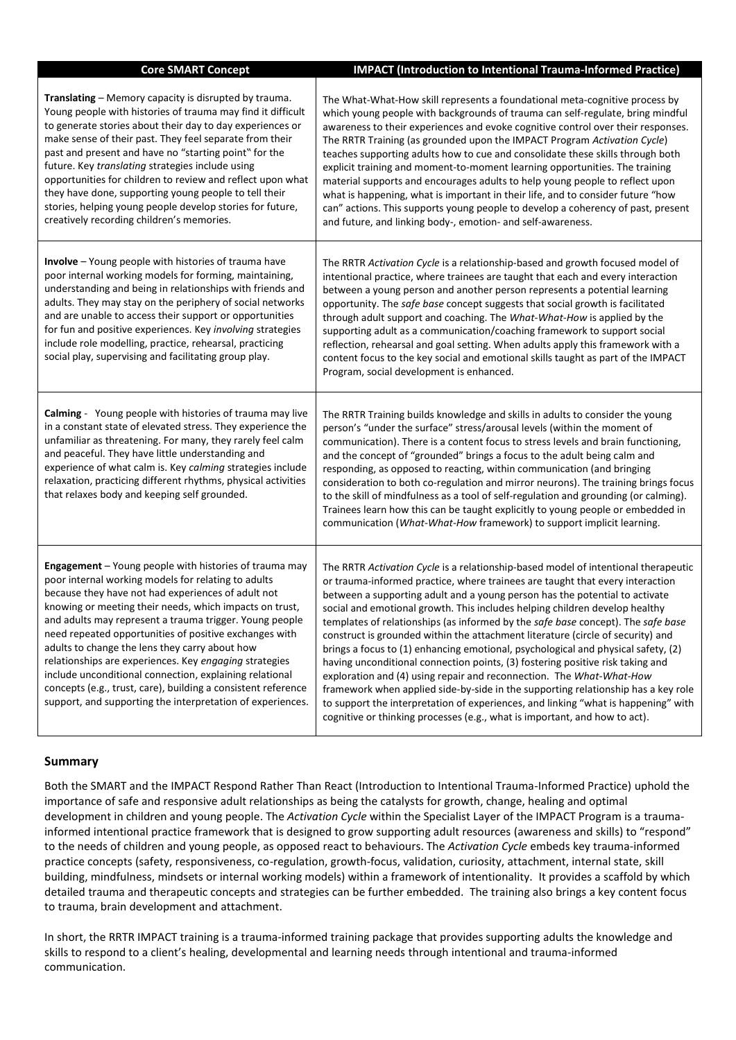| Core SMART Concept | IMPACT (Introduction to Intentional Trauma-Informed Practice) |
| --- | --- |
| **Translating** – Memory capacity is disrupted by trauma. Young people with histories of trauma may find it difficult to generate stories about their day to day experiences or make sense of their past. They feel separate from their past and present and have no "starting point" for the future. Key *translating* strategies include using opportunities for children to review and reflect upon what they have done, supporting young people to tell their stories, helping young people develop stories for future, creatively recording children's memories. | The What-What-How skill represents a foundational meta-cognitive process by which young people with backgrounds of trauma can self-regulate, bring mindful awareness to their experiences and evoke cognitive control over their responses. The RRTR Training (as grounded upon the IMPACT Program *Activation Cycle*) teaches supporting adults how to cue and consolidate these skills through both explicit training and moment-to-moment learning opportunities. The training material supports and encourages adults to help young people to reflect upon what is happening, what is important in their life, and to consider future "how can" actions. This supports young people to develop a coherency of past, present and future, and linking body-, emotion- and self-awareness. |
| **Involve** – Young people with histories of trauma have poor internal working models for forming, maintaining, understanding and being in relationships with friends and adults. They may stay on the periphery of social networks and are unable to access their support or opportunities for fun and positive experiences. Key *involving* strategies include role modelling, practice, rehearsal, practicing social play, supervising and facilitating group play. | The RRTR *Activation Cycle* is a relationship-based and growth focused model of intentional practice, where trainees are taught that each and every interaction between a young person and another person represents a potential learning opportunity. The *safe base* concept suggests that social growth is facilitated through adult support and coaching. The *What-What-How* is applied by the supporting adult as a communication/coaching framework to support social reflection, rehearsal and goal setting. When adults apply this framework with a content focus to the key social and emotional skills taught as part of the IMPACT Program, social development is enhanced. |
| **Calming** - Young people with histories of trauma may live in a constant state of elevated stress. They experience the unfamiliar as threatening. For many, they rarely feel calm and peaceful. They have little understanding and experience of what calm is. Key *calming* strategies include relaxation, practicing different rhythms, physical activities that relaxes body and keeping self grounded. | The RRTR Training builds knowledge and skills in adults to consider the young person's "under the surface" stress/arousal levels (within the moment of communication). There is a content focus to stress levels and brain functioning, and the concept of "grounded" brings a focus to the adult being calm and responding, as opposed to reacting, within communication (and bringing consideration to both co-regulation and mirror neurons). The training brings focus to the skill of mindfulness as a tool of self-regulation and grounding (or calming). Trainees learn how this can be taught explicitly to young people or embedded in communication (*What-What-How* framework) to support implicit learning. |
| **Engagement** – Young people with histories of trauma may poor internal working models for relating to adults because they have not had experiences of adult not knowing or meeting their needs, which impacts on trust, and adults may represent a trauma trigger. Young people need repeated opportunities of positive exchanges with adults to change the lens they carry about how relationships are experiences. Key *engaging* strategies include unconditional connection, explaining relational concepts (e.g., trust, care), building a consistent reference support, and supporting the interpretation of experiences. | The RRTR *Activation Cycle* is a relationship-based model of intentional therapeutic or trauma-informed practice, where trainees are taught that every interaction between a supporting adult and a young person has the potential to activate social and emotional growth. This includes helping children develop healthy templates of relationships (as informed by the *safe base* concept). The *safe base* construct is grounded within the attachment literature (circle of security) and brings a focus to (1) enhancing emotional, psychological and physical safety, (2) having unconditional connection points, (3) fostering positive risk taking and exploration and (4) using repair and reconnection. The *What-What-How* framework when applied side-by-side in the supporting relationship has a key role to support the interpretation of experiences, and linking "what is happening" with cognitive or thinking processes (e.g., what is important, and how to act). |

## Summary

Both the SMART and the IMPACT Respond Rather Than React (Introduction to Intentional Trauma-Informed Practice) uphold the importance of safe and responsive adult relationships as being the catalysts for growth, change, healing and optimal development in children and young people. The *Activation Cycle* within the Specialist Layer of the IMPACT Program is a trauma-informed intentional practice framework that is designed to grow supporting adult resources (awareness and skills) to "respond" to the needs of children and young people, as opposed react to behaviours. The *Activation Cycle* embeds key trauma-informed practice concepts (safety, responsiveness, co-regulation, growth-focus, validation, curiosity, attachment, internal state, skill building, mindfulness, mindsets or internal working models) within a framework of intentionality. It provides a scaffold by which detailed trauma and therapeutic concepts and strategies can be further embedded. The training also brings a key content focus to trauma, brain development and attachment.

In short, the RRTR IMPACT training is a trauma-informed training package that provides supporting adults the knowledge and skills to respond to a client's healing, developmental and learning needs through intentional and trauma-informed communication.